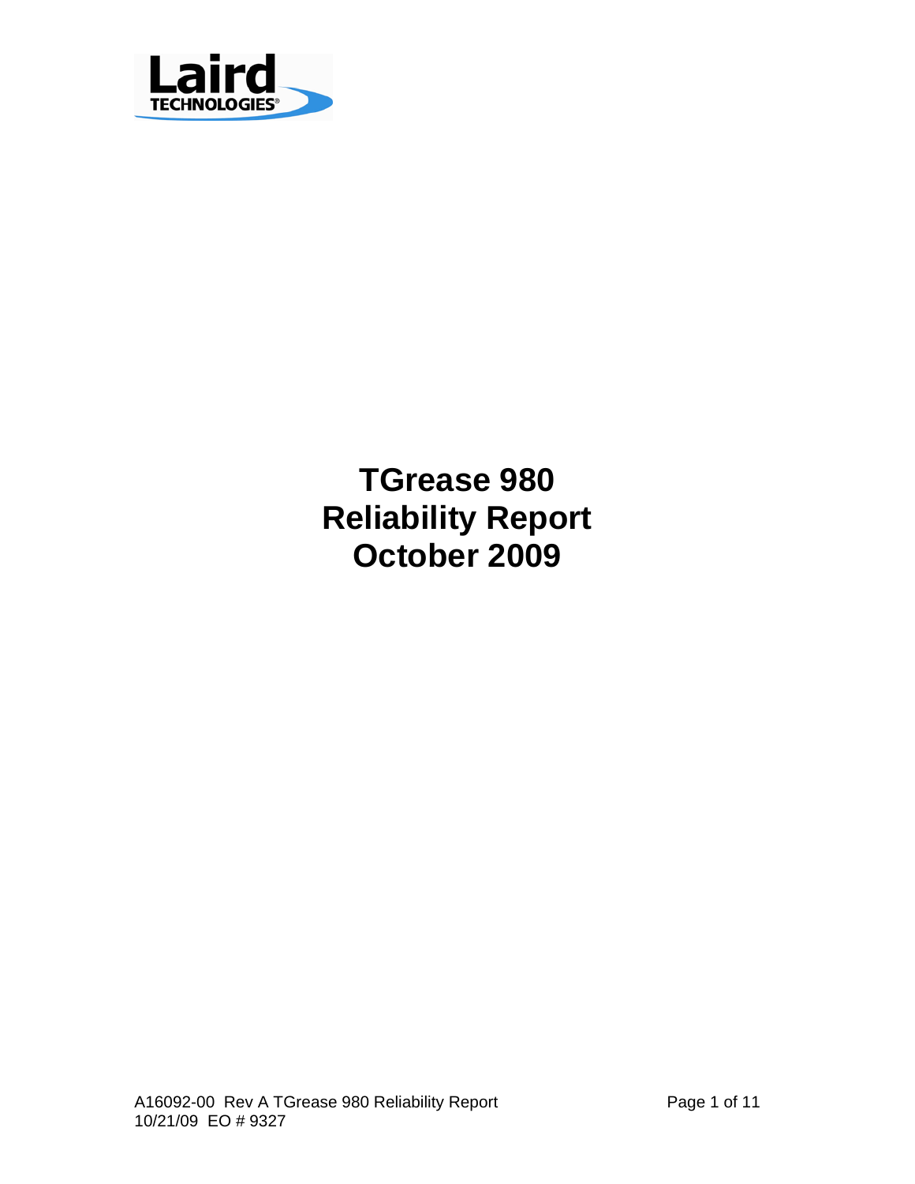# TGrease 980
# Reliability Report
# October 2009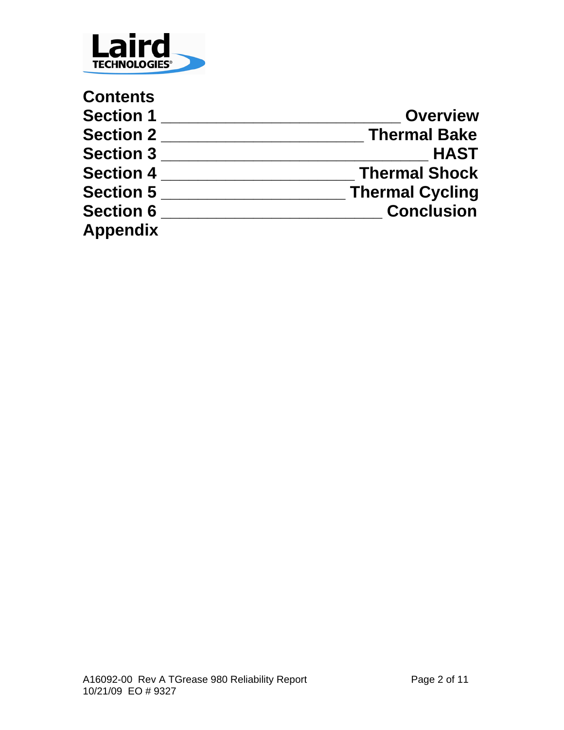# Contents

**Section 1** ________________________ **Overview**
**Section 2** ____________________ **Thermal Bake**
**Section 3** ___________________________ **HAST**
**Section 4** ___________________ **Thermal Shock**
**Section 5** __________________ **Thermal Cycling**
**Section 6** ______________________ **Conclusion**
**Appendix**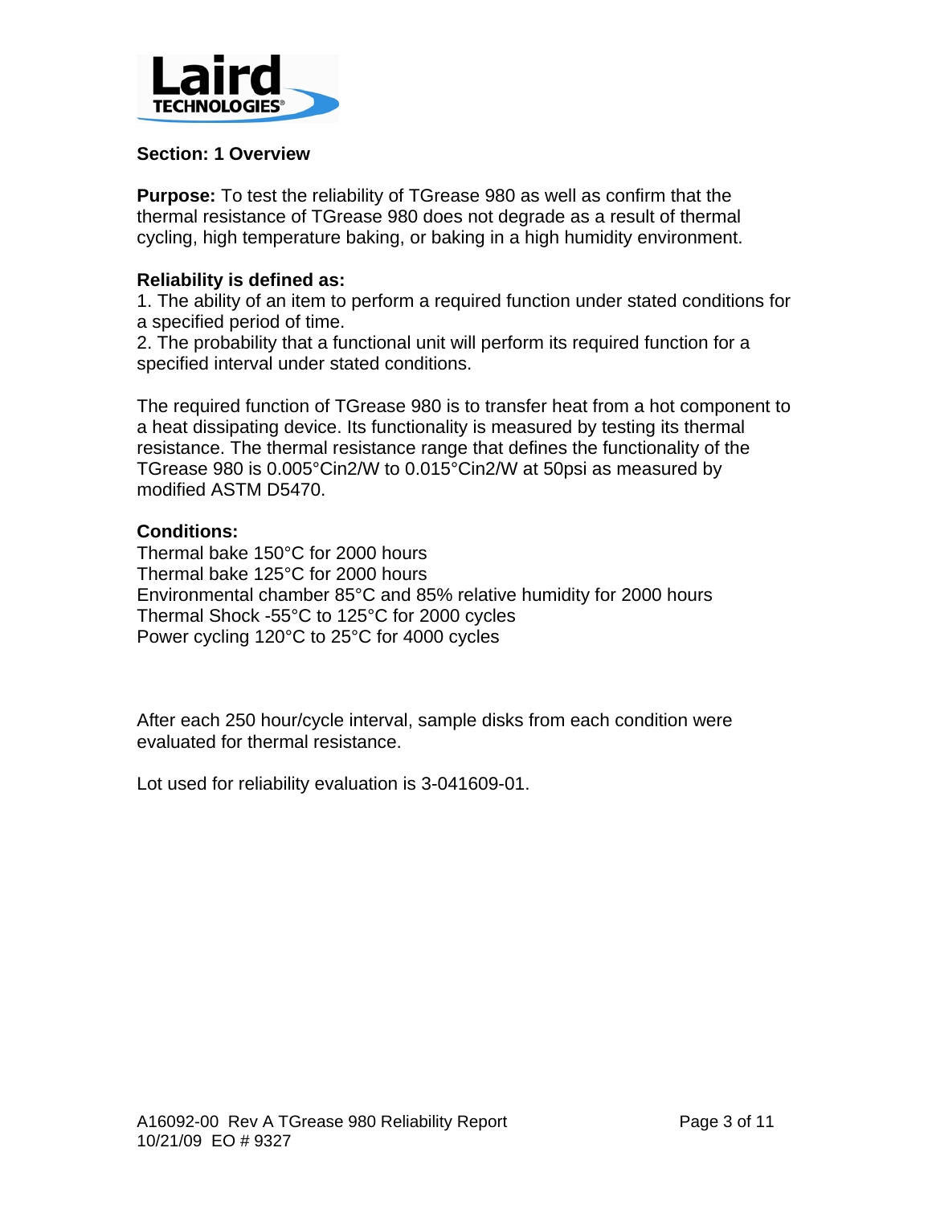## Section: 1 Overview

**Purpose:** To test the reliability of TGrease 980 as well as confirm that the thermal resistance of TGrease 980 does not degrade as a result of thermal cycling, high temperature baking, or baking in a high humidity environment.

**Reliability is defined as:**

1. The ability of an item to perform a required function under stated conditions for a specified period of time.
2. The probability that a functional unit will perform its required function for a specified interval under stated conditions.

The required function of TGrease 980 is to transfer heat from a hot component to a heat dissipating device. Its functionality is measured by testing its thermal resistance. The thermal resistance range that defines the functionality of the TGrease 980 is 0.005°Cin2/W to 0.015°Cin2/W at 50psi as measured by modified ASTM D5470.

**Conditions:**

Thermal bake 150°C for 2000 hours
Thermal bake 125°C for 2000 hours
Environmental chamber 85°C and 85% relative humidity for 2000 hours
Thermal Shock -55°C to 125°C for 2000 cycles
Power cycling 120°C to 25°C for 4000 cycles

After each 250 hour/cycle interval, sample disks from each condition were evaluated for thermal resistance.

Lot used for reliability evaluation is 3-041609-01.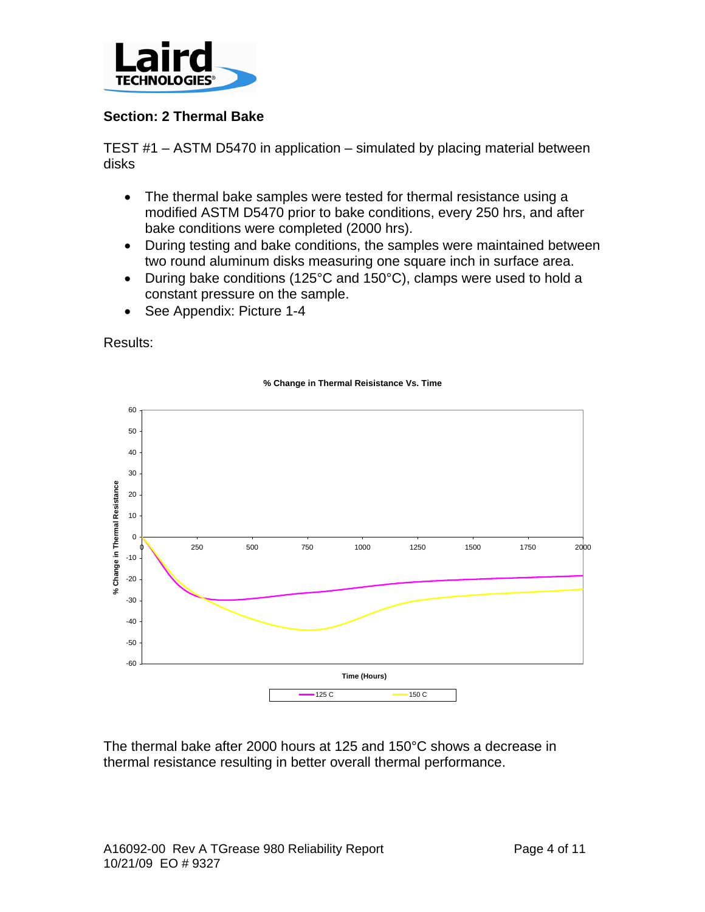## Section: 2 Thermal Bake

TEST #1 – ASTM D5470 in application – simulated by placing material between disks

- The thermal bake samples were tested for thermal resistance using a modified ASTM D5470 prior to bake conditions, every 250 hrs, and after bake conditions were completed (2000 hrs).
- During testing and bake conditions, the samples were maintained between two round aluminum disks measuring one square inch in surface area.
- During bake conditions (125°C and 150°C), clamps were used to hold a constant pressure on the sample.
- See Appendix: Picture 1-4

Results:

**% Change in Thermal Reisistance Vs. Time**

The thermal bake after 2000 hours at 125 and 150°C shows a decrease in thermal resistance resulting in better overall thermal performance.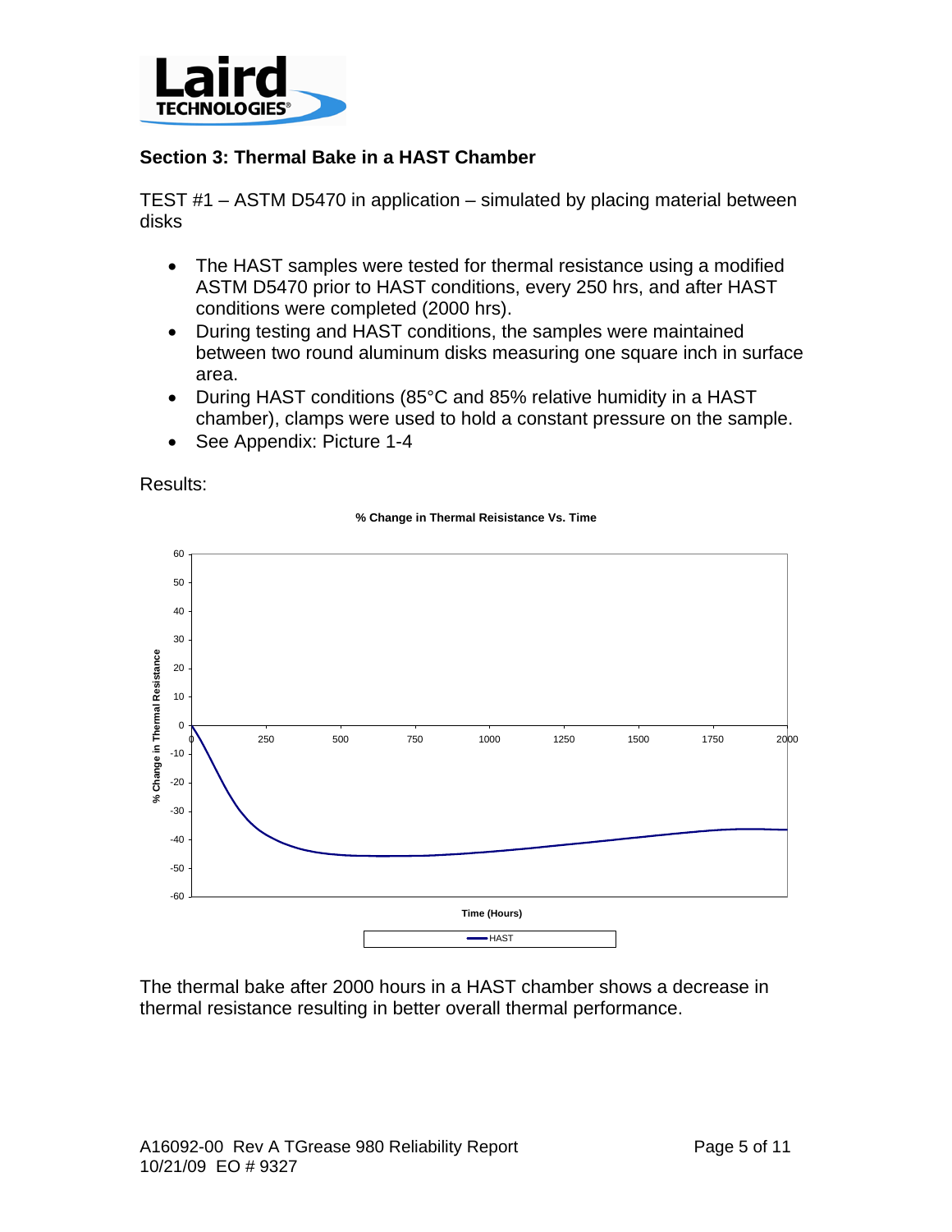## Section 3: Thermal Bake in a HAST Chamber

TEST #1 – ASTM D5470 in application – simulated by placing material between disks

- The HAST samples were tested for thermal resistance using a modified ASTM D5470 prior to HAST conditions, every 250 hrs, and after HAST conditions were completed (2000 hrs).
- During testing and HAST conditions, the samples were maintained between two round aluminum disks measuring one square inch in surface area.
- During HAST conditions (85°C and 85% relative humidity in a HAST chamber), clamps were used to hold a constant pressure on the sample.
- See Appendix: Picture 1-4

Results:

The thermal bake after 2000 hours in a HAST chamber shows a decrease in thermal resistance resulting in better overall thermal performance.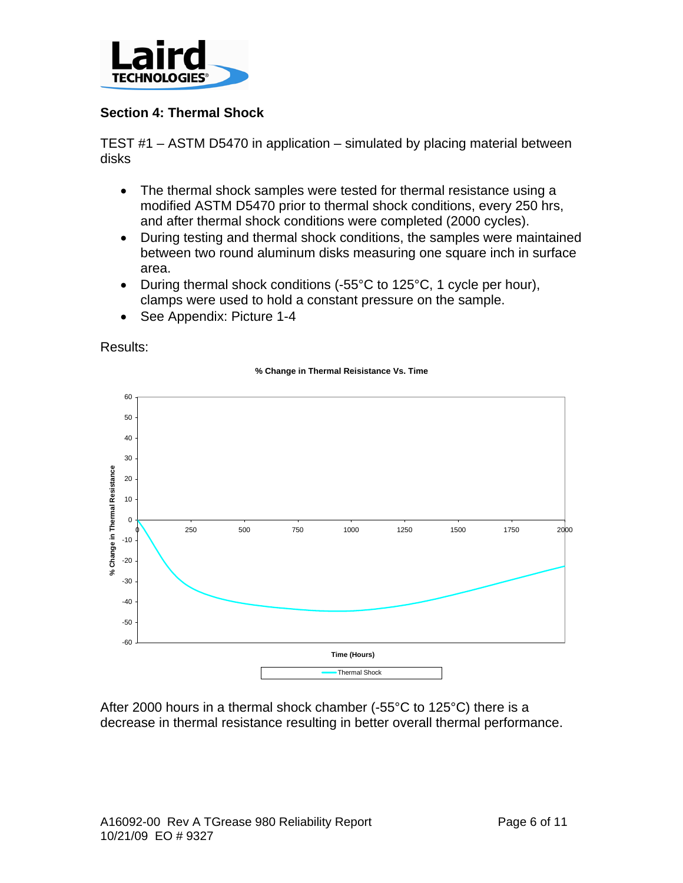## Section 4: Thermal Shock

TEST #1 – ASTM D5470 in application – simulated by placing material between disks

- The thermal shock samples were tested for thermal resistance using a modified ASTM D5470 prior to thermal shock conditions, every 250 hrs, and after thermal shock conditions were completed (2000 cycles).
- During testing and thermal shock conditions, the samples were maintained between two round aluminum disks measuring one square inch in surface area.
- During thermal shock conditions (-55°C to 125°C, 1 cycle per hour), clamps were used to hold a constant pressure on the sample.
- See Appendix: Picture 1-4

Results:

**% Change in Thermal Reisistance Vs. Time**

After 2000 hours in a thermal shock chamber (-55°C to 125°C) there is a decrease in thermal resistance resulting in better overall thermal performance.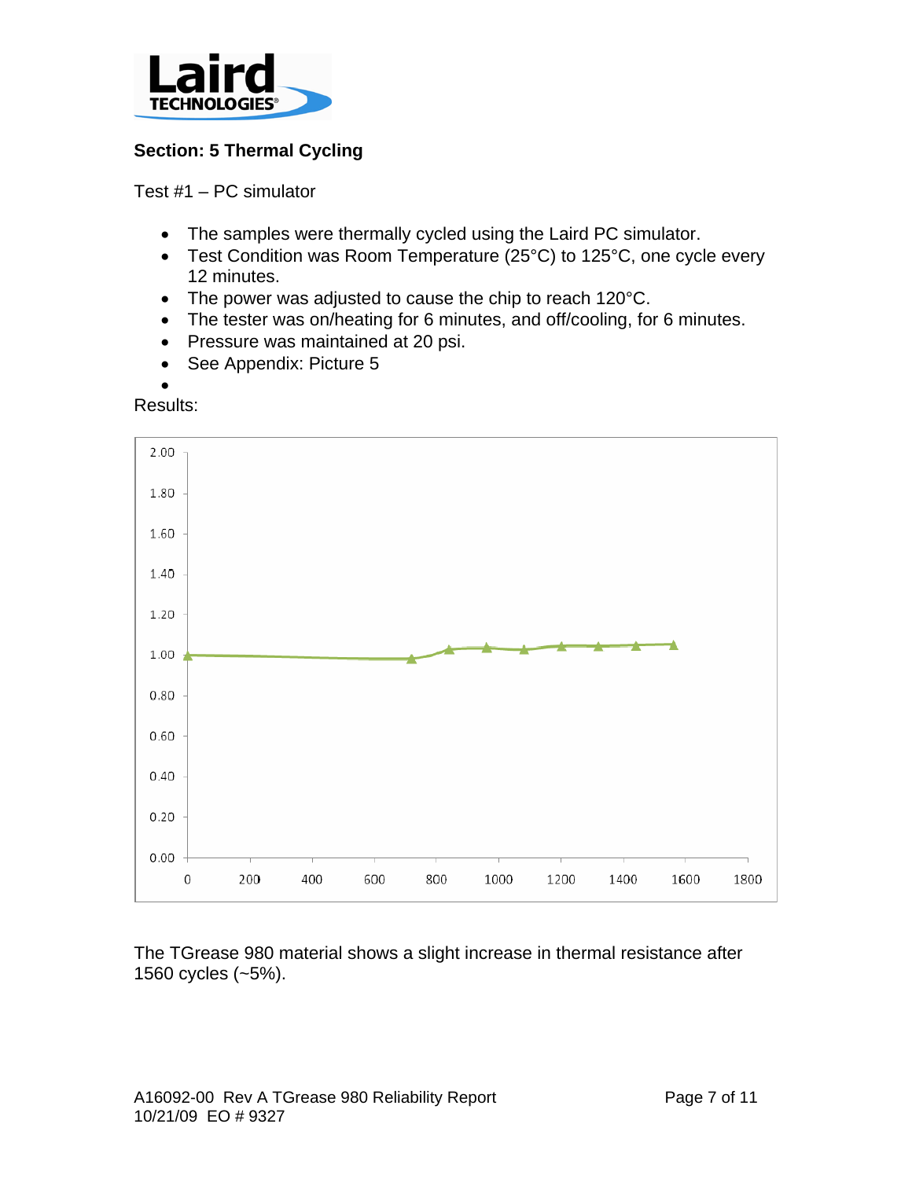## Section: 5 Thermal Cycling

Test #1 – PC simulator

- The samples were thermally cycled using the Laird PC simulator.
- Test Condition was Room Temperature (25°C) to 125°C, one cycle every 12 minutes.
- The power was adjusted to cause the chip to reach 120°C.
- The tester was on/heating for 6 minutes, and off/cooling, for 6 minutes.
- Pressure was maintained at 20 psi.
- See Appendix: Picture 5

Results:

The TGrease 980 material shows a slight increase in thermal resistance after 1560 cycles (~5%).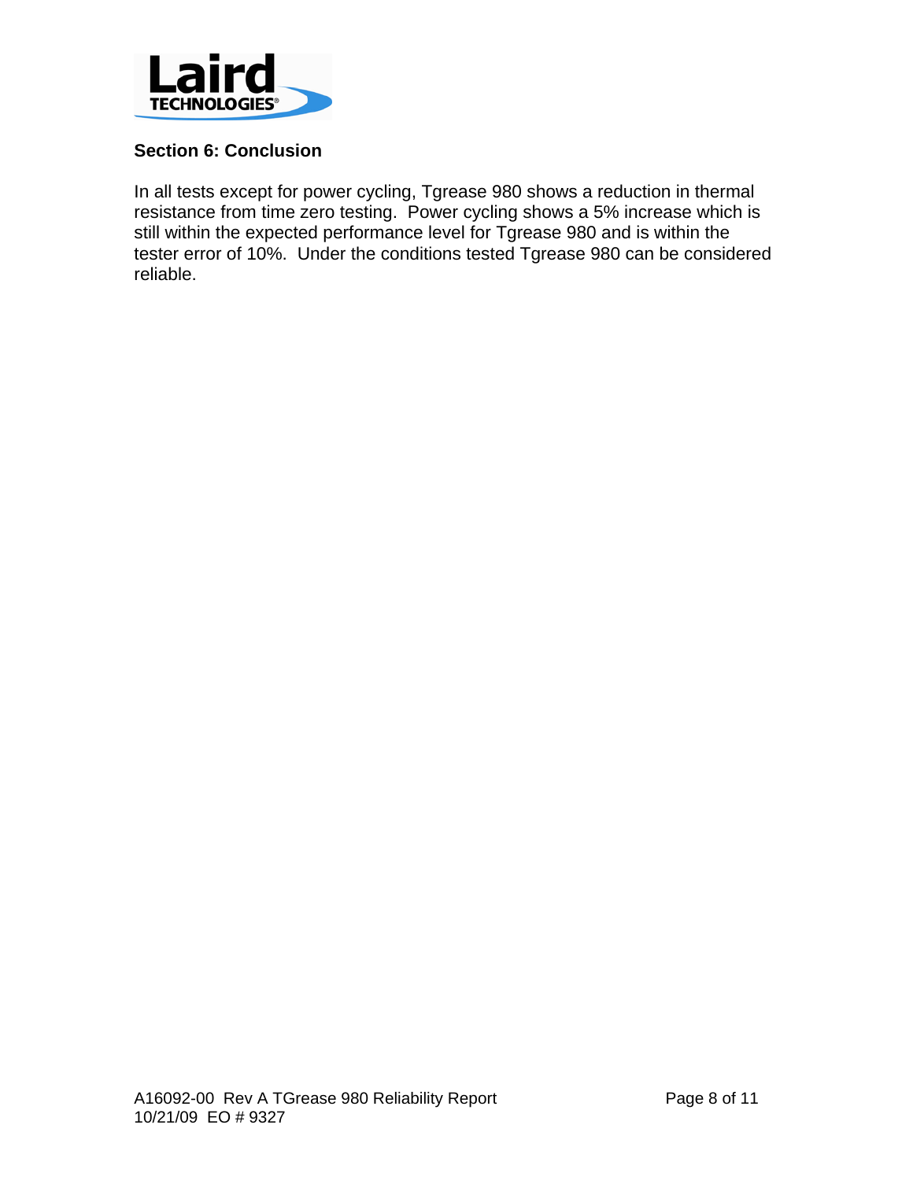## Section 6: Conclusion

In all tests except for power cycling, Tgrease 980 shows a reduction in thermal resistance from time zero testing. Power cycling shows a 5% increase which is still within the expected performance level for Tgrease 980 and is within the tester error of 10%. Under the conditions tested Tgrease 980 can be considered reliable.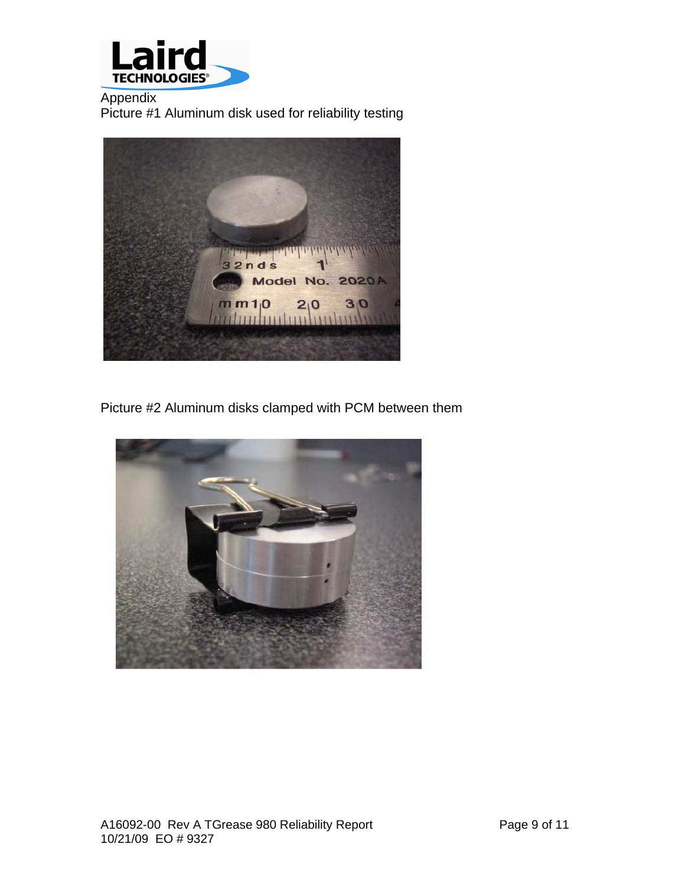Appendix

Picture #1 Aluminum disk used for reliability testing

Picture #2 Aluminum disks clamped with PCM between them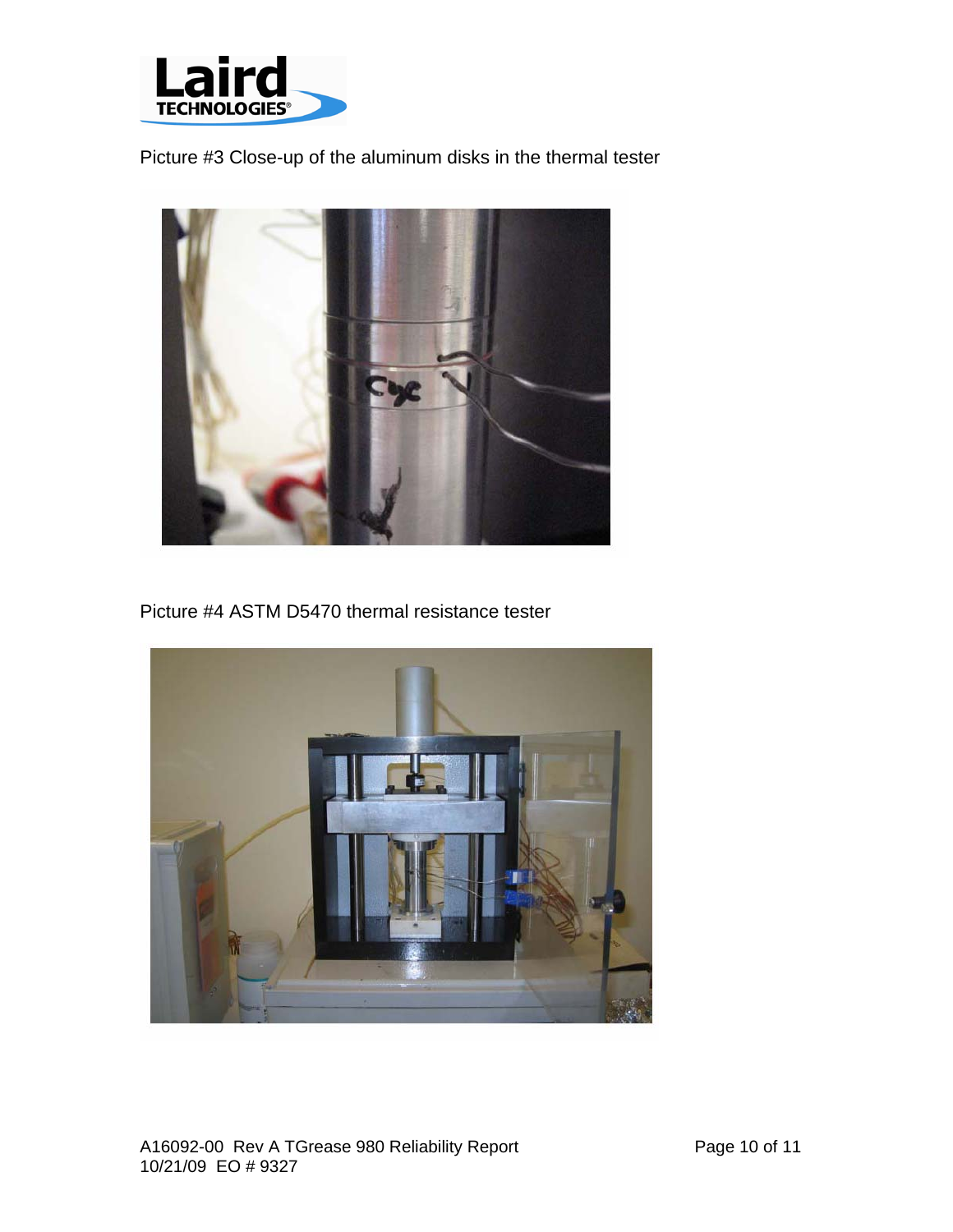Picture #3 Close-up of the aluminum disks in the thermal tester

Picture #4 ASTM D5470 thermal resistance tester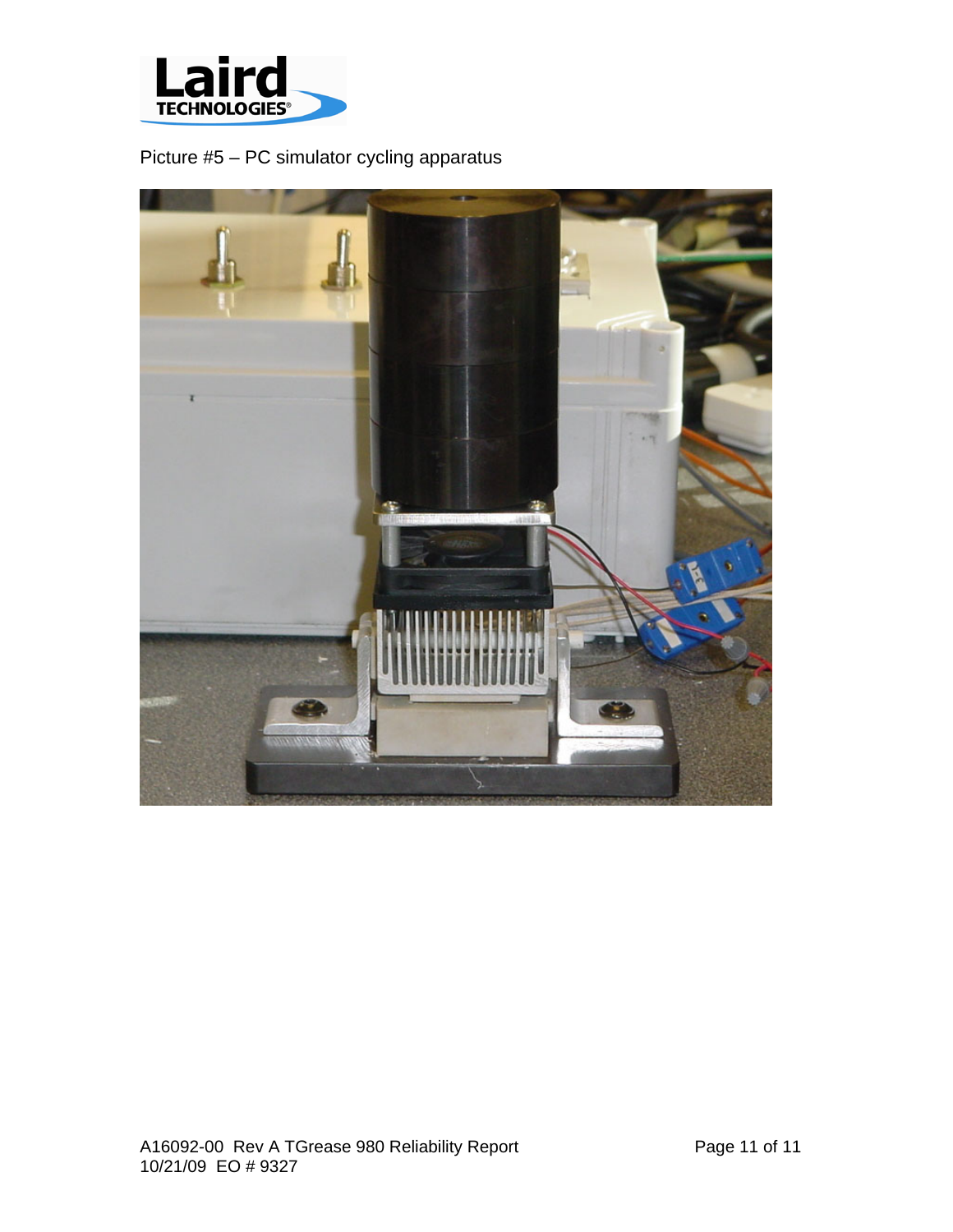Picture #5 – PC simulator cycling apparatus